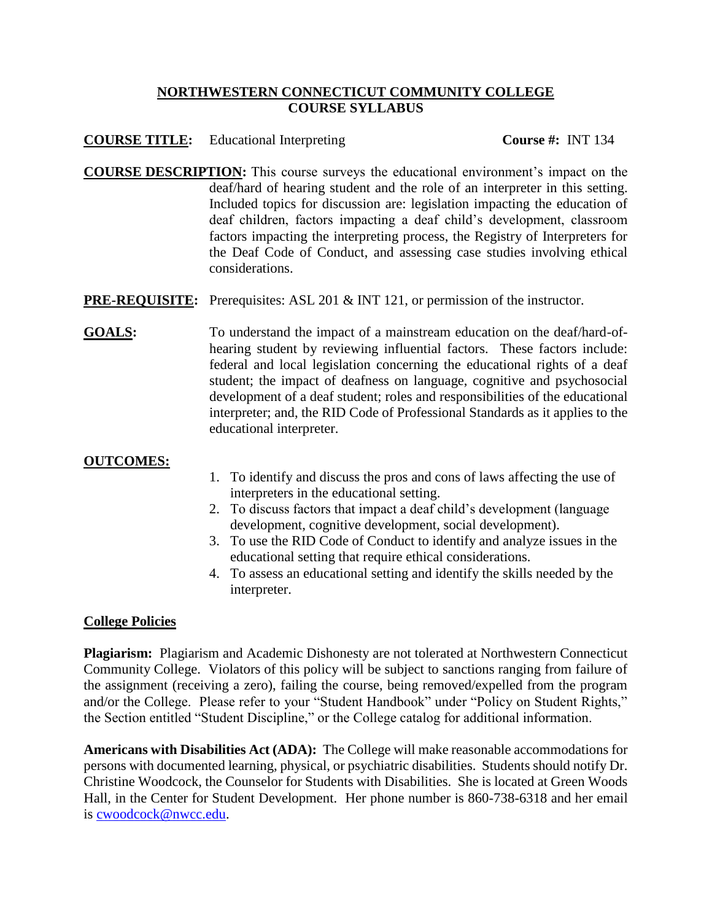# NORTHWESTERN CONNECTICUT COMMUNITY COLLEGE
## COURSE SYLLABUS

**COURSE TITLE:** Educational Interpreting **Course #:** INT 134

**COURSE DESCRIPTION:** This course surveys the educational environment's impact on the deaf/hard of hearing student and the role of an interpreter in this setting. Included topics for discussion are: legislation impacting the education of deaf children, factors impacting a deaf child's development, classroom factors impacting the interpreting process, the Registry of Interpreters for the Deaf Code of Conduct, and assessing case studies involving ethical considerations.

**PRE-REQUISITE:** Prerequisites: ASL 201 & INT 121, or permission of the instructor.

**GOALS:** To understand the impact of a mainstream education on the deaf/hard-of-hearing student by reviewing influential factors. These factors include: federal and local legislation concerning the educational rights of a deaf student; the impact of deafness on language, cognitive and psychosocial development of a deaf student; roles and responsibilities of the educational interpreter; and, the RID Code of Professional Standards as it applies to the educational interpreter.

**OUTCOMES:**

1. To identify and discuss the pros and cons of laws affecting the use of interpreters in the educational setting.
2. To discuss factors that impact a deaf child's development (language development, cognitive development, social development).
3. To use the RID Code of Conduct to identify and analyze issues in the educational setting that require ethical considerations.
4. To assess an educational setting and identify the skills needed by the interpreter.

**College Policies**

**Plagiarism:** Plagiarism and Academic Dishonesty are not tolerated at Northwestern Connecticut Community College. Violators of this policy will be subject to sanctions ranging from failure of the assignment (receiving a zero), failing the course, being removed/expelled from the program and/or the College. Please refer to your "Student Handbook" under "Policy on Student Rights," the Section entitled "Student Discipline," or the College catalog for additional information.

**Americans with Disabilities Act (ADA):** The College will make reasonable accommodations for persons with documented learning, physical, or psychiatric disabilities. Students should notify Dr. Christine Woodcock, the Counselor for Students with Disabilities. She is located at Green Woods Hall, in the Center for Student Development. Her phone number is 860-738-6318 and her email is cwoodcock@nwcc.edu.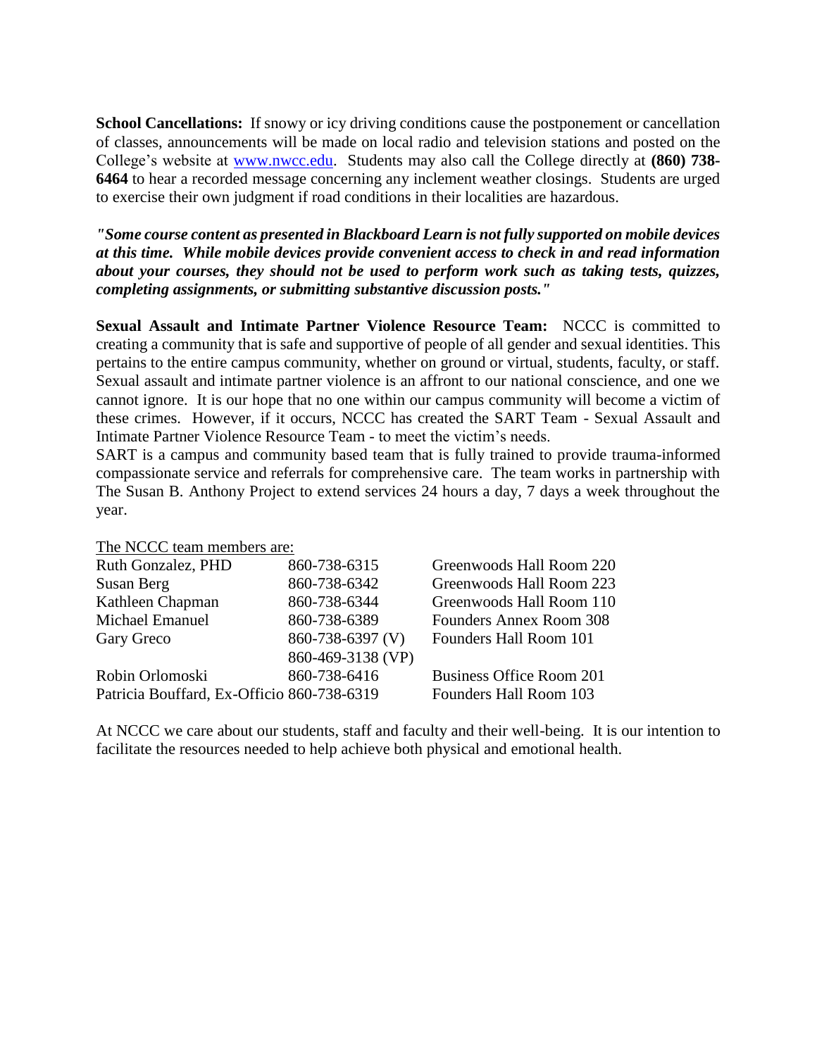**School Cancellations:** If snowy or icy driving conditions cause the postponement or cancellation of classes, announcements will be made on local radio and television stations and posted on the College's website at www.nwcc.edu. Students may also call the College directly at **(860) 738-6464** to hear a recorded message concerning any inclement weather closings. Students are urged to exercise their own judgment if road conditions in their localities are hazardous.

***"Some course content as presented in Blackboard Learn is not fully supported on mobile devices at this time. While mobile devices provide convenient access to check in and read information about your courses, they should not be used to perform work such as taking tests, quizzes, completing assignments, or submitting substantive discussion posts."***

**Sexual Assault and Intimate Partner Violence Resource Team:** NCCC is committed to creating a community that is safe and supportive of people of all gender and sexual identities. This pertains to the entire campus community, whether on ground or virtual, students, faculty, or staff. Sexual assault and intimate partner violence is an affront to our national conscience, and one we cannot ignore. It is our hope that no one within our campus community will become a victim of these crimes. However, if it occurs, NCCC has created the SART Team - Sexual Assault and Intimate Partner Violence Resource Team - to meet the victim's needs.

SART is a campus and community based team that is fully trained to provide trauma-informed compassionate service and referrals for comprehensive care. The team works in partnership with The Susan B. Anthony Project to extend services 24 hours a day, 7 days a week throughout the year.

The NCCC team members are:

| | | |
|---|---|---|
| Ruth Gonzalez, PHD | 860-738-6315 | Greenwoods Hall Room 220 |
| Susan Berg | 860-738-6342 | Greenwoods Hall Room 223 |
| Kathleen Chapman | 860-738-6344 | Greenwoods Hall Room 110 |
| Michael Emanuel | 860-738-6389 | Founders Annex Room 308 |
| Gary Greco | 860-738-6397 (V)<br>860-469-3138 (VP) | Founders Hall Room 101 |
| Robin Orlomoski | 860-738-6416 | Business Office Room 201 |
| Patricia Bouffard, Ex-Officio | 860-738-6319 | Founders Hall Room 103 |

At NCCC we care about our students, staff and faculty and their well-being. It is our intention to facilitate the resources needed to help achieve both physical and emotional health.